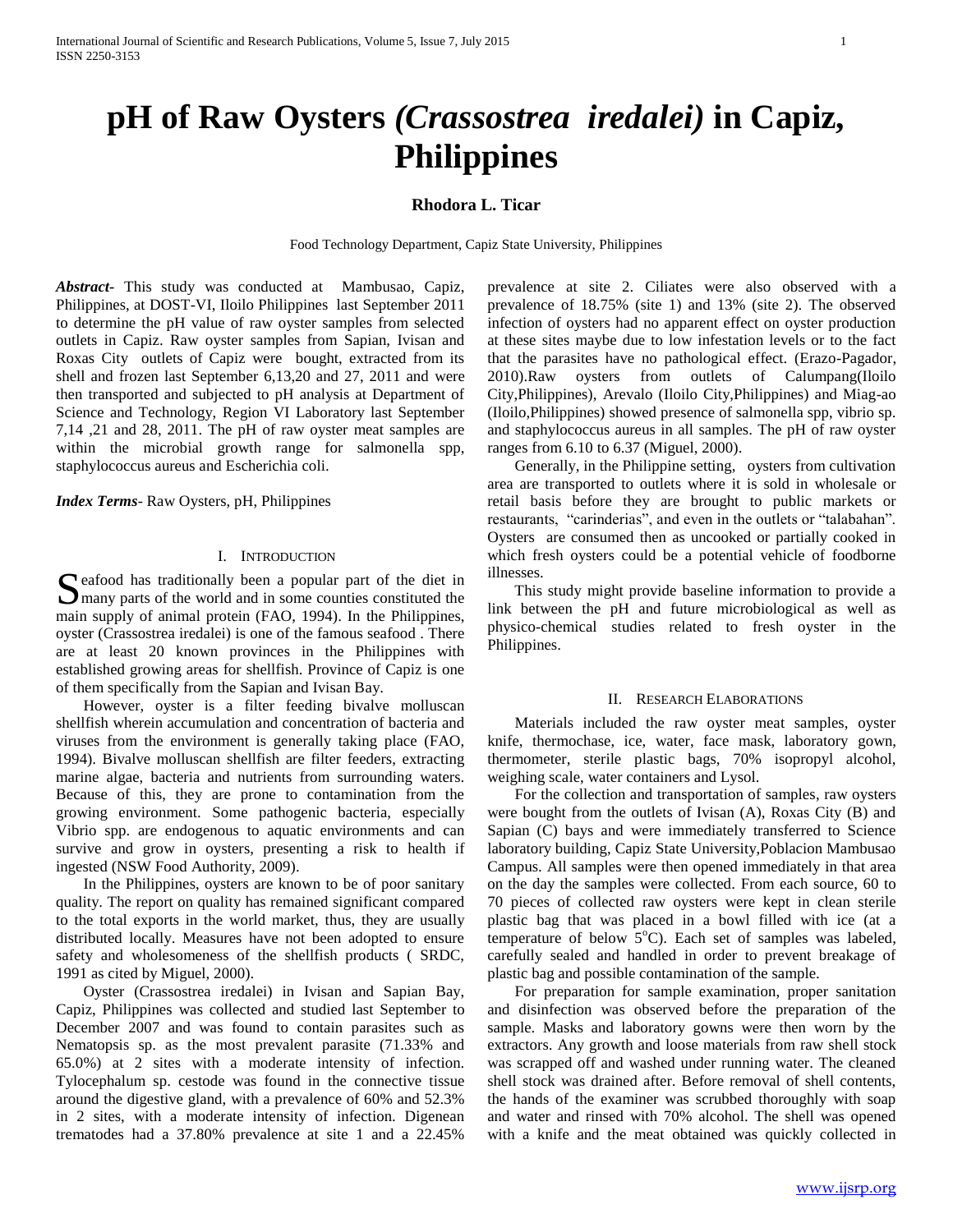# pH of Raw Oysters *(Crassostrea iredalei)* in Capiz, Philippines

**Rhodora L. Ticar**

Food Technology Department, Capiz State University, Philippines

***Abstract***- This study was conducted at Mambusao, Capiz, Philippines, at DOST-VI, Iloilo Philippines last September 2011 to determine the pH value of raw oyster samples from selected outlets in Capiz. Raw oyster samples from Sapian, Ivisan and Roxas City outlets of Capiz were bought, extracted from its shell and frozen last September 6,13,20 and 27, 2011 and were then transported and subjected to pH analysis at Department of Science and Technology, Region VI Laboratory last September 7,14 ,21 and 28, 2011. The pH of raw oyster meat samples are within the microbial growth range for salmonella spp, staphylococcus aureus and Escherichia coli.

***Index Terms***- Raw Oysters, pH, Philippines

## I. Introduction

Seafood has traditionally been a popular part of the diet in many parts of the world and in some counties constituted the main supply of animal protein (FAO, 1994). In the Philippines, oyster (Crassostrea iredalei) is one of the famous seafood . There are at least 20 known provinces in the Philippines with established growing areas for shellfish. Province of Capiz is one of them specifically from the Sapian and Ivisan Bay.

However, oyster is a filter feeding bivalve molluscan shellfish wherein accumulation and concentration of bacteria and viruses from the environment is generally taking place (FAO, 1994). Bivalve molluscan shellfish are filter feeders, extracting marine algae, bacteria and nutrients from surrounding waters. Because of this, they are prone to contamination from the growing environment. Some pathogenic bacteria, especially Vibrio spp. are endogenous to aquatic environments and can survive and grow in oysters, presenting a risk to health if ingested (NSW Food Authority, 2009).

In the Philippines, oysters are known to be of poor sanitary quality. The report on quality has remained significant compared to the total exports in the world market, thus, they are usually distributed locally. Measures have not been adopted to ensure safety and wholesomeness of the shellfish products ( SRDC, 1991 as cited by Miguel, 2000).

Oyster (Crassostrea iredalei) in Ivisan and Sapian Bay, Capiz, Philippines was collected and studied last September to December 2007 and was found to contain parasites such as Nematopsis sp. as the most prevalent parasite (71.33% and 65.0%) at 2 sites with a moderate intensity of infection. Tylocephalum sp. cestode was found in the connective tissue around the digestive gland, with a prevalence of 60% and 52.3% in 2 sites, with a moderate intensity of infection. Digenean trematodes had a 37.80% prevalence at site 1 and a 22.45% prevalence at site 2. Ciliates were also observed with a prevalence of 18.75% (site 1) and 13% (site 2). The observed infection of oysters had no apparent effect on oyster production at these sites maybe due to low infestation levels or to the fact that the parasites have no pathological effect. (Erazo-Pagador, 2010).Raw oysters from outlets of Calumpang(Iloilo City,Philippines), Arevalo (Iloilo City,Philippines) and Miag-ao (Iloilo,Philippines) showed presence of salmonella spp, vibrio sp. and staphylococcus aureus in all samples. The pH of raw oyster ranges from 6.10 to 6.37 (Miguel, 2000).

Generally, in the Philippine setting, oysters from cultivation area are transported to outlets where it is sold in wholesale or retail basis before they are brought to public markets or restaurants, "carinderias", and even in the outlets or "talabahan". Oysters are consumed then as uncooked or partially cooked in which fresh oysters could be a potential vehicle of foodborne illnesses.

This study might provide baseline information to provide a link between the pH and future microbiological as well as physico-chemical studies related to fresh oyster in the Philippines.

## II. Research Elaborations

Materials included the raw oyster meat samples, oyster knife, thermochase, ice, water, face mask, laboratory gown, thermometer, sterile plastic bags, 70% isopropyl alcohol, weighing scale, water containers and Lysol.

For the collection and transportation of samples, raw oysters were bought from the outlets of Ivisan (A), Roxas City (B) and Sapian (C) bays and were immediately transferred to Science laboratory building, Capiz State University,Poblacion Mambusao Campus. All samples were then opened immediately in that area on the day the samples were collected. From each source, 60 to 70 pieces of collected raw oysters were kept in clean sterile plastic bag that was placed in a bowl filled with ice (at a temperature of below $5^{o}$C). Each set of samples was labeled, carefully sealed and handled in order to prevent breakage of plastic bag and possible contamination of the sample.

For preparation for sample examination, proper sanitation and disinfection was observed before the preparation of the sample. Masks and laboratory gowns were then worn by the extractors. Any growth and loose materials from raw shell stock was scrapped off and washed under running water. The cleaned shell stock was drained after. Before removal of shell contents, the hands of the examiner was scrubbed thoroughly with soap and water and rinsed with 70% alcohol. The shell was opened with a knife and the meat obtained was quickly collected in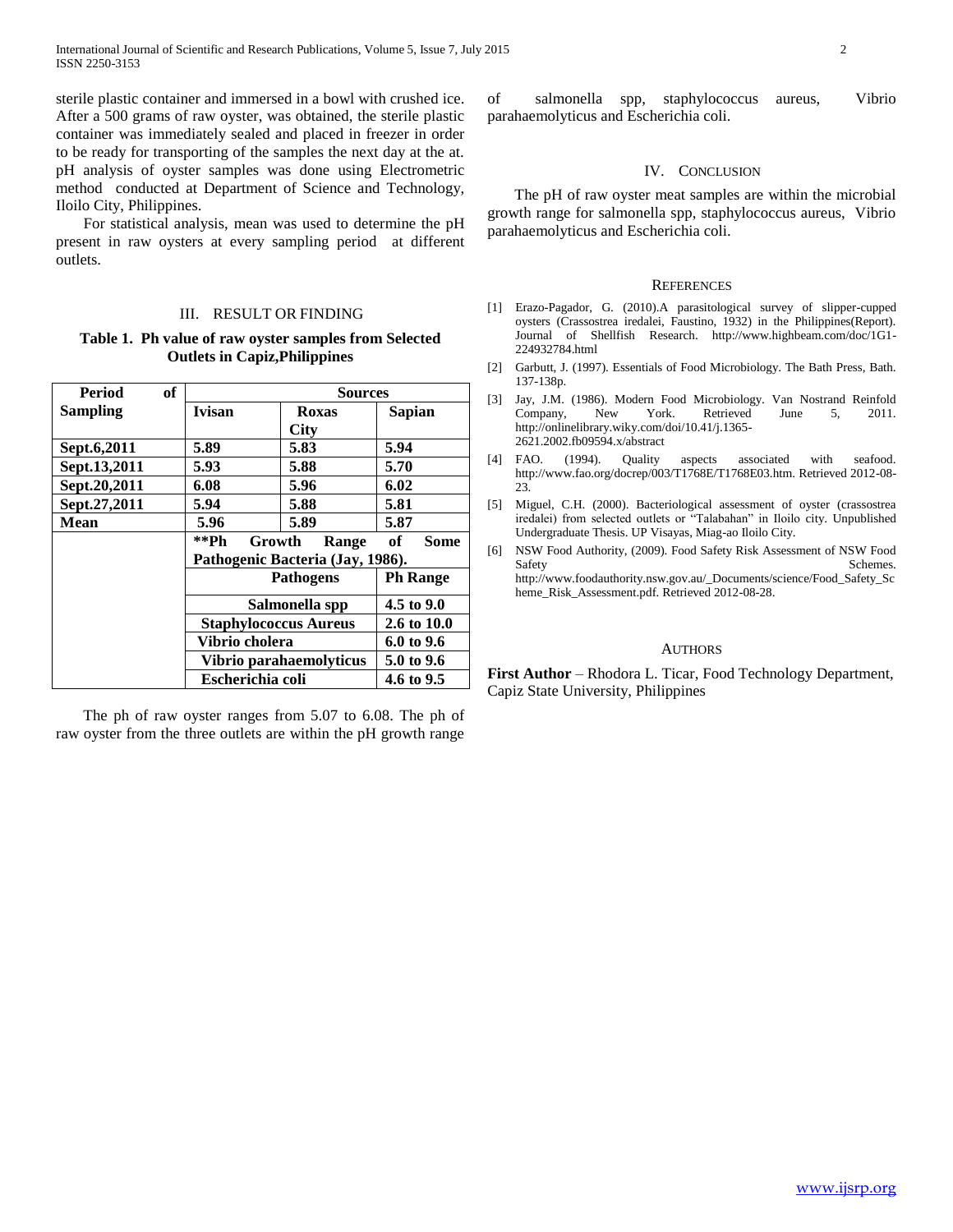sterile plastic container and immersed in a bowl with crushed ice. After a 500 grams of raw oyster, was obtained, the sterile plastic container was immediately sealed and placed in freezer in order to be ready for transporting of the samples the next day at the at. pH analysis of oyster samples was done using Electrometric method conducted at Department of Science and Technology, Iloilo City, Philippines.

For statistical analysis, mean was used to determine the pH present in raw oysters at every sampling period at different outlets.

## III. RESULT OR FINDING

**Table 1. Ph value of raw oyster samples from Selected Outlets in Capiz,Philippines**

| Period of Sampling | Sources | | |
|---|---|---|---|
| | Ivisan | Roxas City | Sapian |
| Sept.6,2011 | 5.89 | 5.83 | 5.94 |
| Sept.13,2011 | 5.93 | 5.88 | 5.70 |
| Sept.20,2011 | 6.08 | 5.96 | 6.02 |
| Sept.27,2011 | 5.94 | 5.88 | 5.81 |
| Mean | 5.96 | 5.89 | 5.87 |
| | **Ph Growth Range of Some Pathogenic Bacteria (Jay, 1986). | | |
| | Pathogens | | Ph Range |
| | Salmonella spp | | 4.5 to 9.0 |
| | Staphylococcus Aureus | | 2.6 to 10.0 |
| | Vibrio cholera | | 6.0 to 9.6 |
| | Vibrio parahaemolyticus | | 5.0 to 9.6 |
| | Escherichia coli | | 4.6 to 9.5 |

The ph of raw oyster ranges from 5.07 to 6.08. The ph of raw oyster from the three outlets are within the pH growth range of salmonella spp, staphylococcus aureus, Vibrio parahaemolyticus and Escherichia coli.

## IV. CONCLUSION

The pH of raw oyster meat samples are within the microbial growth range for salmonella spp, staphylococcus aureus, Vibrio parahaemolyticus and Escherichia coli.

## REFERENCES

[1] Erazo-Pagador, G. (2010).A parasitological survey of slipper-cupped oysters (Crassostrea iredalei, Faustino, 1932) in the Philippines(Report). Journal of Shellfish Research. http://www.highbeam.com/doc/1G1-224932784.html

[2] Garbutt, J. (1997). Essentials of Food Microbiology. The Bath Press, Bath. 137-138p.

[3] Jay, J.M. (1986). Modern Food Microbiology. Van Nostrand Reinfold Company, New York. Retrieved June 5, 2011. http://onlinelibrary.wiky.com/doi/10.41/j.1365-2621.2002.fb09594.x/abstract

[4] FAO. (1994). Quality aspects associated with seafood. http://www.fao.org/docrep/003/T1768E/T1768E03.htm. Retrieved 2012-08-23.

[5] Miguel, C.H. (2000). Bacteriological assessment of oyster (crassostrea iredalei) from selected outlets or "Talabahan" in Iloilo city. Unpublished Undergraduate Thesis. UP Visayas, Miag-ao Iloilo City.

[6] NSW Food Authority, (2009). Food Safety Risk Assessment of NSW Food Safety Schemes. http://www.foodauthority.nsw.gov.au/_Documents/science/Food_Safety_Scheme_Risk_Assessment.pdf. Retrieved 2012-08-28.

## AUTHORS

**First Author** – Rhodora L. Ticar, Food Technology Department, Capiz State University, Philippines